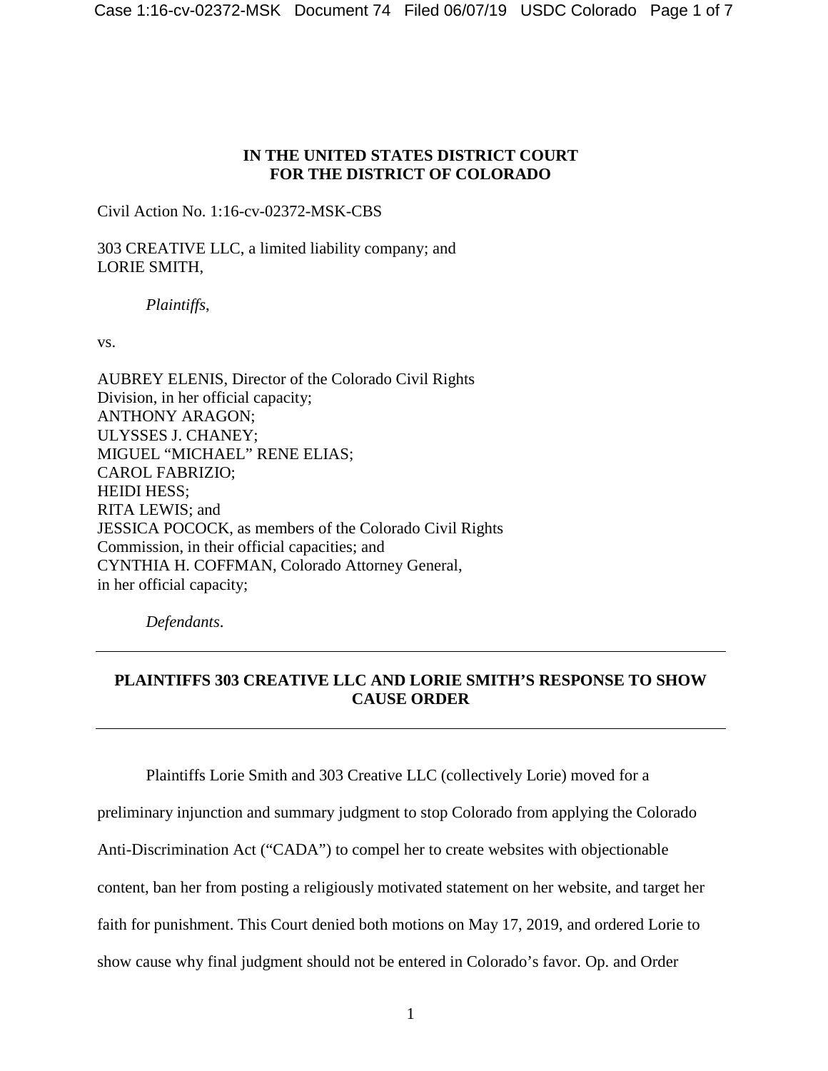**IN THE UNITED STATES DISTRICT COURT**
**FOR THE DISTRICT OF COLORADO**

Civil Action No. 1:16-cv-02372-MSK-CBS

303 CREATIVE LLC, a limited liability company; and
LORIE SMITH,

*Plaintiffs*,

vs.

AUBREY ELENIS, Director of the Colorado Civil Rights
Division, in her official capacity;
ANTHONY ARAGON;
ULYSSES J. CHANEY;
MIGUEL "MICHAEL" RENE ELIAS;
CAROL FABRIZIO;
HEIDI HESS;
RITA LEWIS; and
JESSICA POCOCK, as members of the Colorado Civil Rights
Commission, in their official capacities; and
CYNTHIA H. COFFMAN, Colorado Attorney General,
in her official capacity;

*Defendants*.

---

**PLAINTIFFS 303 CREATIVE LLC AND LORIE SMITH'S RESPONSE TO SHOW CAUSE ORDER**

---

Plaintiffs Lorie Smith and 303 Creative LLC (collectively Lorie) moved for a preliminary injunction and summary judgment to stop Colorado from applying the Colorado Anti-Discrimination Act ("CADA") to compel her to create websites with objectionable content, ban her from posting a religiously motivated statement on her website, and target her faith for punishment. This Court denied both motions on May 17, 2019, and ordered Lorie to show cause why final judgment should not be entered in Colorado's favor. Op. and Order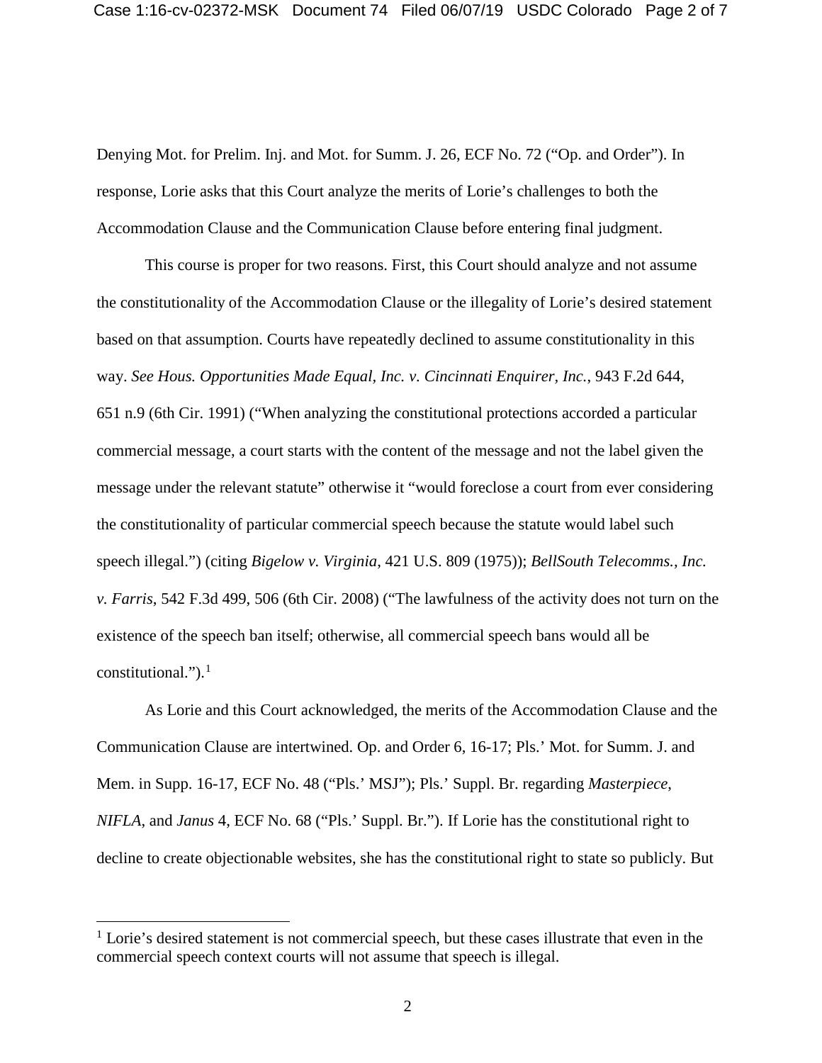Denying Mot. for Prelim. Inj. and Mot. for Summ. J. 26, ECF No. 72 ("Op. and Order"). In response, Lorie asks that this Court analyze the merits of Lorie's challenges to both the Accommodation Clause and the Communication Clause before entering final judgment.

This course is proper for two reasons. First, this Court should analyze and not assume the constitutionality of the Accommodation Clause or the illegality of Lorie's desired statement based on that assumption. Courts have repeatedly declined to assume constitutionality in this way. *See Hous. Opportunities Made Equal, Inc. v. Cincinnati Enquirer, Inc.*, 943 F.2d 644, 651 n.9 (6th Cir. 1991) ("When analyzing the constitutional protections accorded a particular commercial message, a court starts with the content of the message and not the label given the message under the relevant statute" otherwise it "would foreclose a court from ever considering the constitutionality of particular commercial speech because the statute would label such speech illegal.") (citing *Bigelow v. Virginia*, 421 U.S. 809 (1975)); *BellSouth Telecomms., Inc. v. Farris*, 542 F.3d 499, 506 (6th Cir. 2008) ("The lawfulness of the activity does not turn on the existence of the speech ban itself; otherwise, all commercial speech bans would all be constitutional.").[1]

As Lorie and this Court acknowledged, the merits of the Accommodation Clause and the Communication Clause are intertwined. Op. and Order 6, 16-17; Pls.' Mot. for Summ. J. and Mem. in Supp. 16-17, ECF No. 48 ("Pls.' MSJ"); Pls.' Suppl. Br. regarding *Masterpiece*, *NIFLA*, and *Janus* 4, ECF No. 68 ("Pls.' Suppl. Br."). If Lorie has the constitutional right to decline to create objectionable websites, she has the constitutional right to state so publicly. But

---

[1] Lorie's desired statement is not commercial speech, but these cases illustrate that even in the commercial speech context courts will not assume that speech is illegal.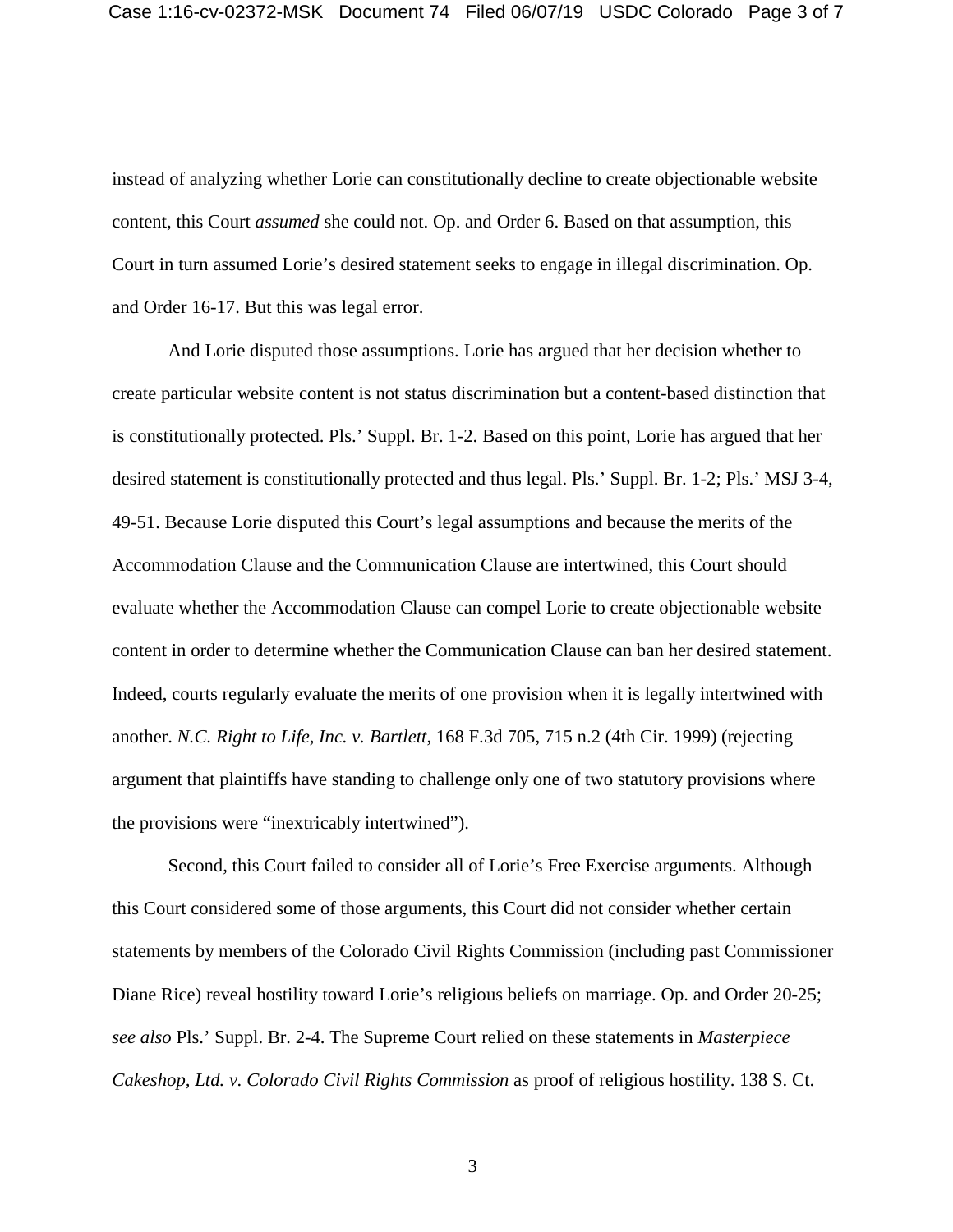instead of analyzing whether Lorie can constitutionally decline to create objectionable website content, this Court *assumed* she could not. Op. and Order 6. Based on that assumption, this Court in turn assumed Lorie's desired statement seeks to engage in illegal discrimination. Op. and Order 16-17. But this was legal error.

And Lorie disputed those assumptions. Lorie has argued that her decision whether to create particular website content is not status discrimination but a content-based distinction that is constitutionally protected. Pls.' Suppl. Br. 1-2. Based on this point, Lorie has argued that her desired statement is constitutionally protected and thus legal. Pls.' Suppl. Br. 1-2; Pls.' MSJ 3-4, 49-51. Because Lorie disputed this Court's legal assumptions and because the merits of the Accommodation Clause and the Communication Clause are intertwined, this Court should evaluate whether the Accommodation Clause can compel Lorie to create objectionable website content in order to determine whether the Communication Clause can ban her desired statement. Indeed, courts regularly evaluate the merits of one provision when it is legally intertwined with another. *N.C. Right to Life, Inc. v. Bartlett*, 168 F.3d 705, 715 n.2 (4th Cir. 1999) (rejecting argument that plaintiffs have standing to challenge only one of two statutory provisions where the provisions were "inextricably intertwined").

Second, this Court failed to consider all of Lorie's Free Exercise arguments. Although this Court considered some of those arguments, this Court did not consider whether certain statements by members of the Colorado Civil Rights Commission (including past Commissioner Diane Rice) reveal hostility toward Lorie's religious beliefs on marriage. Op. and Order 20-25; *see also* Pls.' Suppl. Br. 2-4. The Supreme Court relied on these statements in *Masterpiece Cakeshop, Ltd. v. Colorado Civil Rights Commission* as proof of religious hostility. 138 S. Ct.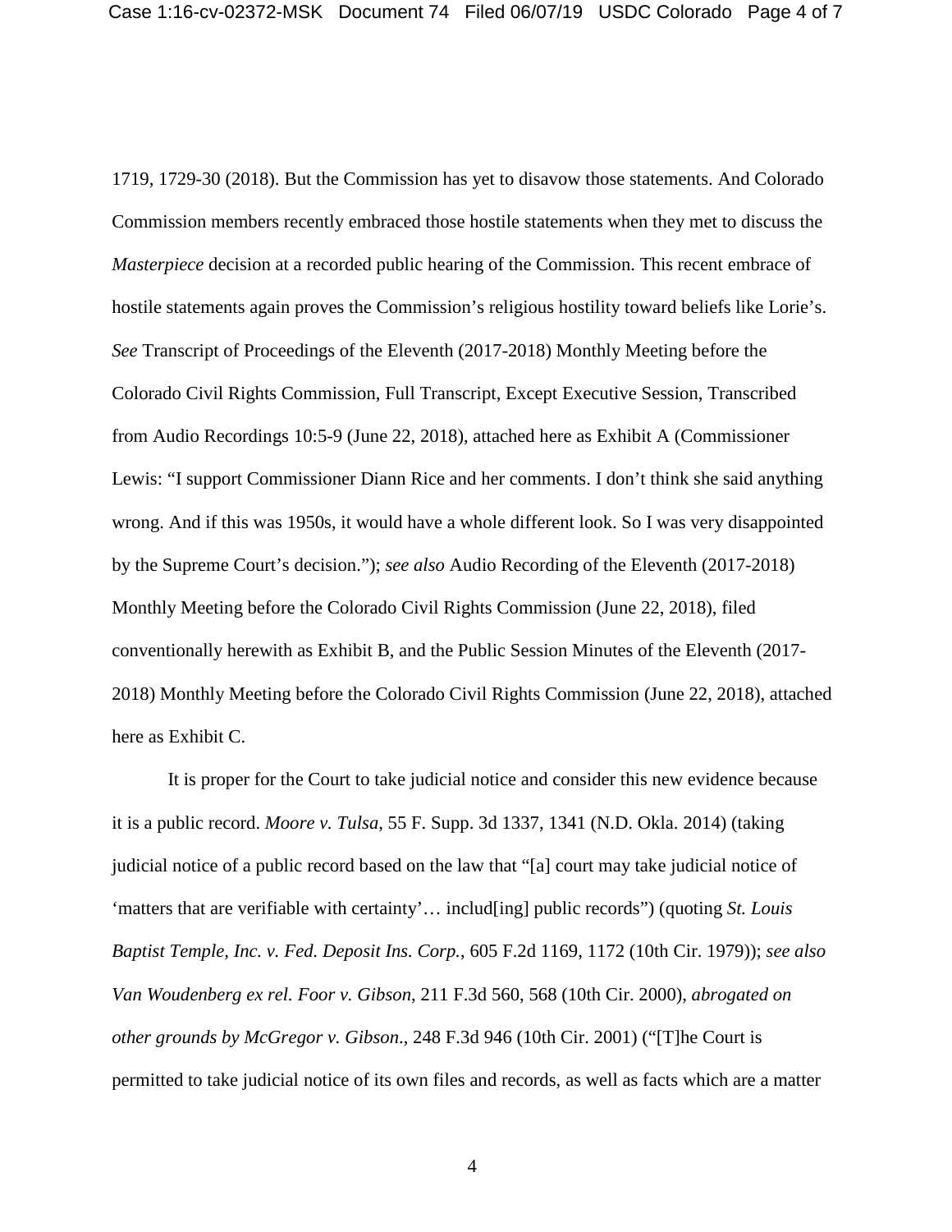1719, 1729-30 (2018). But the Commission has yet to disavow those statements. And Colorado Commission members recently embraced those hostile statements when they met to discuss the *Masterpiece* decision at a recorded public hearing of the Commission. This recent embrace of hostile statements again proves the Commission's religious hostility toward beliefs like Lorie's. *See* Transcript of Proceedings of the Eleventh (2017-2018) Monthly Meeting before the Colorado Civil Rights Commission, Full Transcript, Except Executive Session, Transcribed from Audio Recordings 10:5-9 (June 22, 2018), attached here as Exhibit A (Commissioner Lewis: "I support Commissioner Diann Rice and her comments. I don't think she said anything wrong. And if this was 1950s, it would have a whole different look. So I was very disappointed by the Supreme Court's decision."); *see also* Audio Recording of the Eleventh (2017-2018) Monthly Meeting before the Colorado Civil Rights Commission (June 22, 2018), filed conventionally herewith as Exhibit B, and the Public Session Minutes of the Eleventh (2017-2018) Monthly Meeting before the Colorado Civil Rights Commission (June 22, 2018), attached here as Exhibit C.

It is proper for the Court to take judicial notice and consider this new evidence because it is a public record. *Moore v. Tulsa*, 55 F. Supp. 3d 1337, 1341 (N.D. Okla. 2014) (taking judicial notice of a public record based on the law that "[a] court may take judicial notice of 'matters that are verifiable with certainty'… includ[ing] public records") (quoting *St. Louis Baptist Temple, Inc. v. Fed. Deposit Ins. Corp.*, 605 F.2d 1169, 1172 (10th Cir. 1979)); *see also Van Woudenberg ex rel. Foor v. Gibson*, 211 F.3d 560, 568 (10th Cir. 2000), *abrogated on other grounds by McGregor v. Gibson*., 248 F.3d 946 (10th Cir. 2001) ("[T]he Court is permitted to take judicial notice of its own files and records, as well as facts which are a matter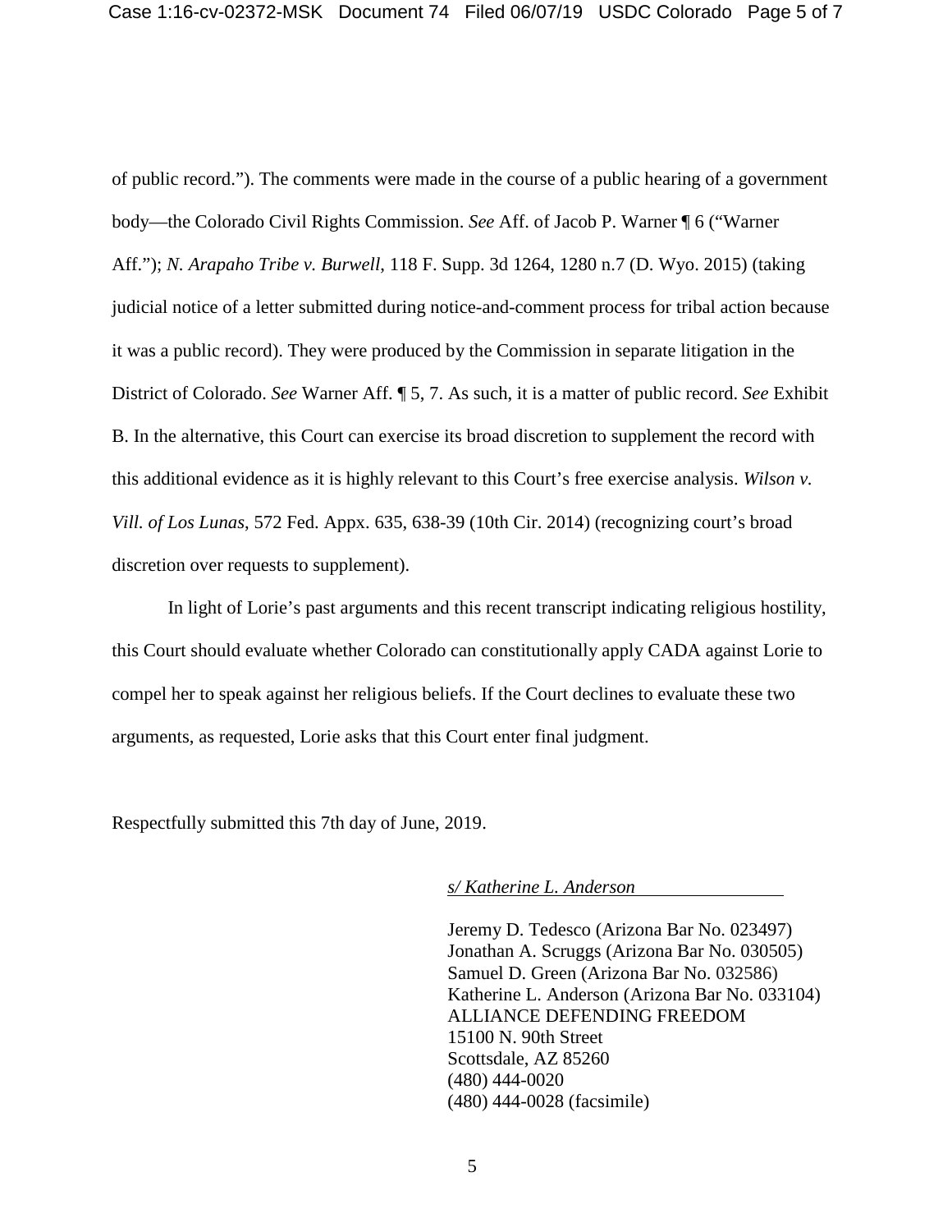of public record."). The comments were made in the course of a public hearing of a government body—the Colorado Civil Rights Commission. *See* Aff. of Jacob P. Warner ¶ 6 ("Warner Aff."); *N. Arapaho Tribe v. Burwell*, 118 F. Supp. 3d 1264, 1280 n.7 (D. Wyo. 2015) (taking judicial notice of a letter submitted during notice-and-comment process for tribal action because it was a public record). They were produced by the Commission in separate litigation in the District of Colorado. *See* Warner Aff. ¶ 5, 7. As such, it is a matter of public record. *See* Exhibit B. In the alternative, this Court can exercise its broad discretion to supplement the record with this additional evidence as it is highly relevant to this Court's free exercise analysis. *Wilson v. Vill. of Los Lunas*, 572 Fed. Appx. 635, 638-39 (10th Cir. 2014) (recognizing court's broad discretion over requests to supplement).

In light of Lorie's past arguments and this recent transcript indicating religious hostility, this Court should evaluate whether Colorado can constitutionally apply CADA against Lorie to compel her to speak against her religious beliefs. If the Court declines to evaluate these two arguments, as requested, Lorie asks that this Court enter final judgment.

Respectfully submitted this 7th day of June, 2019.

*s/ Katherine L. Anderson*

Jeremy D. Tedesco (Arizona Bar No. 023497)
Jonathan A. Scruggs (Arizona Bar No. 030505)
Samuel D. Green (Arizona Bar No. 032586)
Katherine L. Anderson (Arizona Bar No. 033104)
ALLIANCE DEFENDING FREEDOM
15100 N. 90th Street
Scottsdale, AZ 85260
(480) 444-0020
(480) 444-0028 (facsimile)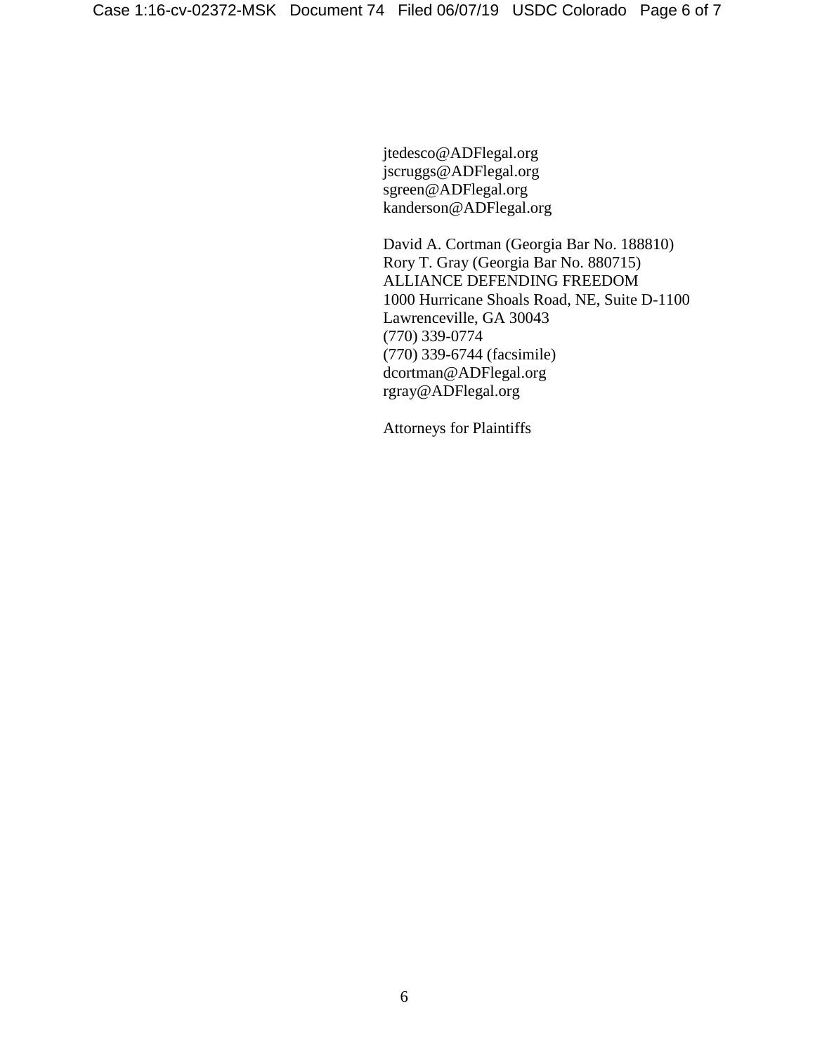jtedesco@ADFlegal.org
jscruggs@ADFlegal.org
sgreen@ADFlegal.org
kanderson@ADFlegal.org

David A. Cortman (Georgia Bar No. 188810)
Rory T. Gray (Georgia Bar No. 880715)
ALLIANCE DEFENDING FREEDOM
1000 Hurricane Shoals Road, NE, Suite D-1100
Lawrenceville, GA 30043
(770) 339-0774
(770) 339-6744 (facsimile)
dcortman@ADFlegal.org
rgray@ADFlegal.org

Attorneys for Plaintiffs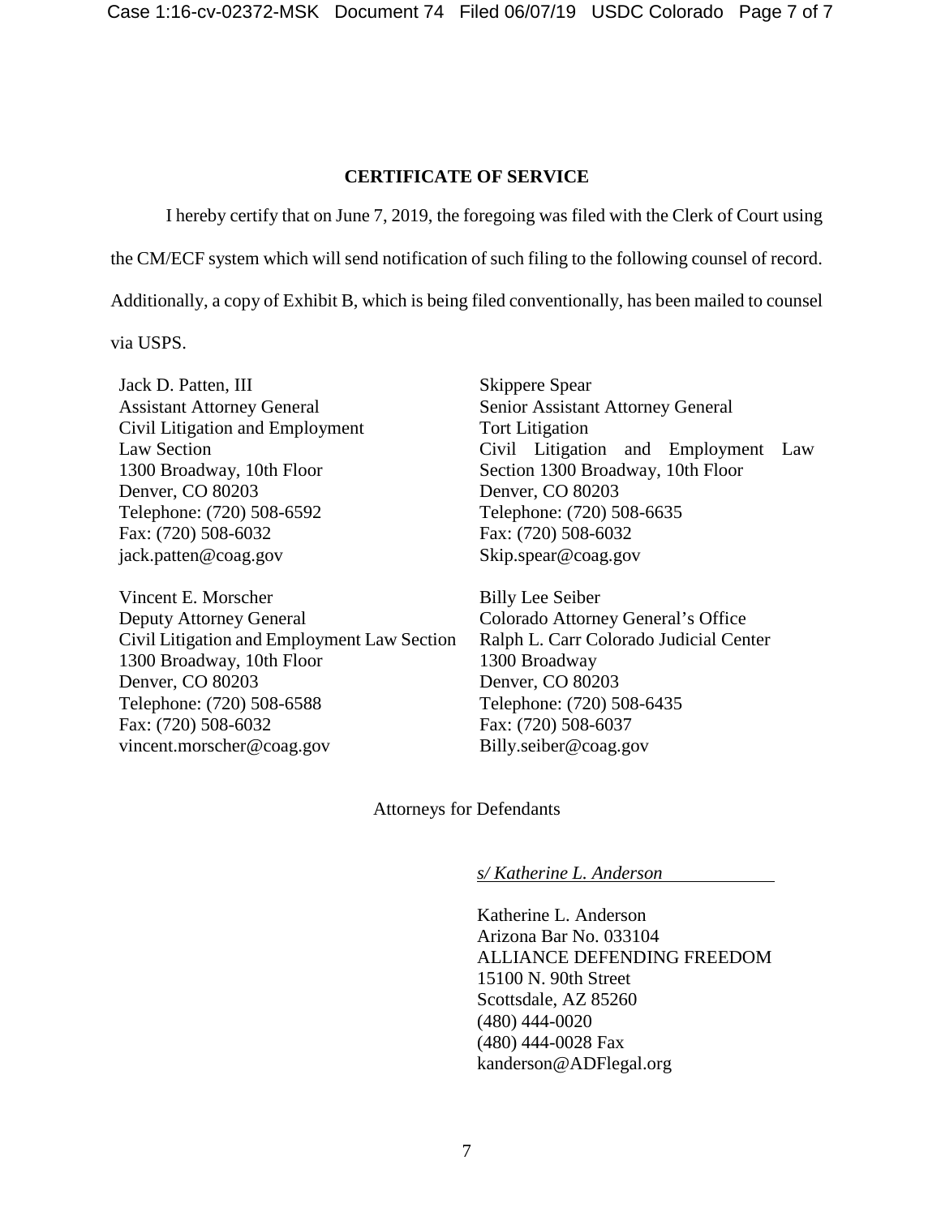## CERTIFICATE OF SERVICE

I hereby certify that on June 7, 2019, the foregoing was filed with the Clerk of Court using the CM/ECF system which will send notification of such filing to the following counsel of record. Additionally, a copy of Exhibit B, which is being filed conventionally, has been mailed to counsel via USPS.

Jack D. Patten, III
Assistant Attorney General
Civil Litigation and Employment Law Section
1300 Broadway, 10th Floor
Denver, CO 80203
Telephone: (720) 508-6592
Fax: (720) 508-6032
jack.patten@coag.gov

Skippere Spear
Senior Assistant Attorney General
Tort Litigation
Civil Litigation and Employment Law Section 1300 Broadway, 10th Floor
Denver, CO 80203
Telephone: (720) 508-6635
Fax: (720) 508-6032
Skip.spear@coag.gov

Vincent E. Morscher
Deputy Attorney General
Civil Litigation and Employment Law Section
1300 Broadway, 10th Floor
Denver, CO 80203
Telephone: (720) 508-6588
Fax: (720) 508-6032
vincent.morscher@coag.gov

Billy Lee Seiber
Colorado Attorney General's Office
Ralph L. Carr Colorado Judicial Center
1300 Broadway
Denver, CO 80203
Telephone: (720) 508-6435
Fax: (720) 508-6037
Billy.seiber@coag.gov

Attorneys for Defendants

*s/ Katherine L. Anderson*

Katherine L. Anderson
Arizona Bar No. 033104
ALLIANCE DEFENDING FREEDOM
15100 N. 90th Street
Scottsdale, AZ 85260
(480) 444-0020
(480) 444-0028 Fax
kanderson@ADFlegal.org